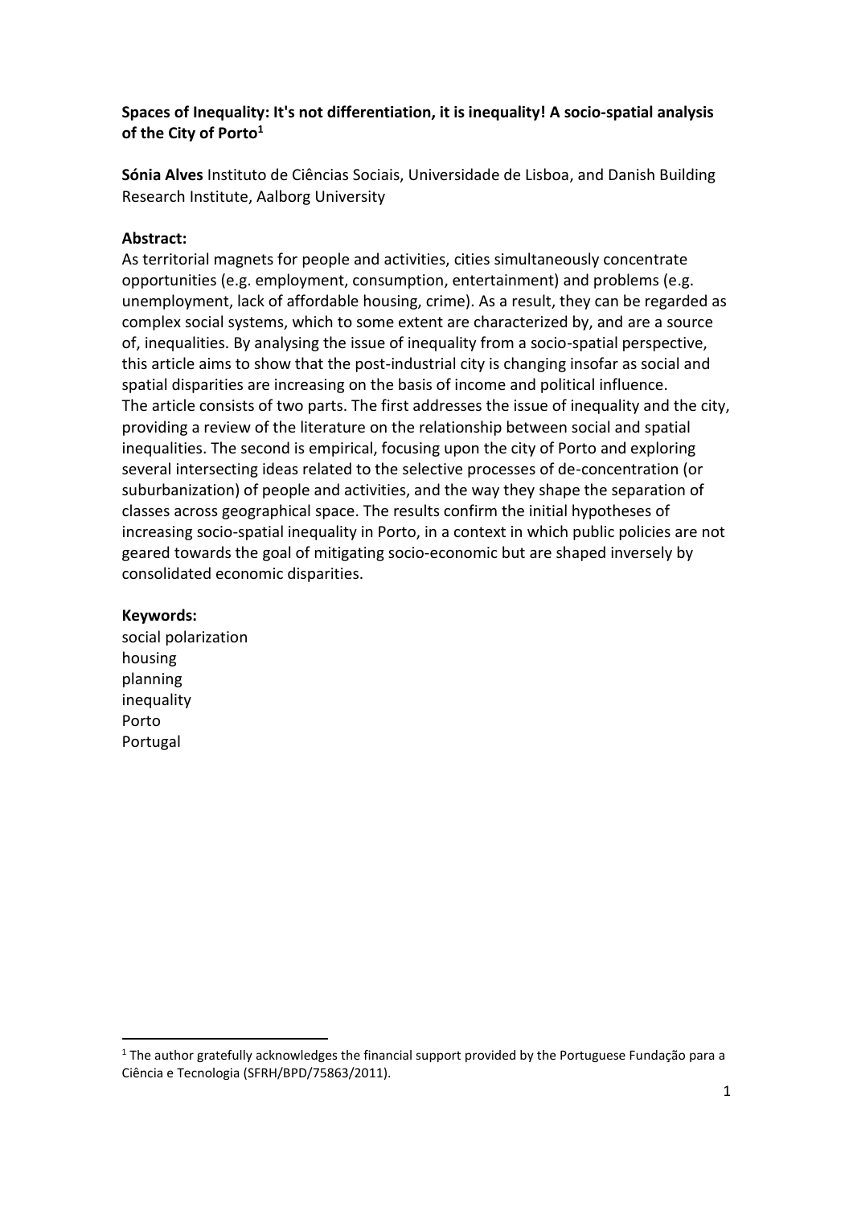# Spaces of Inequality: It's not differentiation, it is inequality! A socio-spatial analysis of the City of Porto[1]

**Sónia Alves** Instituto de Ciências Sociais, Universidade de Lisboa, and Danish Building Research Institute, Aalborg University

**Abstract:**

As territorial magnets for people and activities, cities simultaneously concentrate opportunities (e.g. employment, consumption, entertainment) and problems (e.g. unemployment, lack of affordable housing, crime). As a result, they can be regarded as complex social systems, which to some extent are characterized by, and are a source of, inequalities. By analysing the issue of inequality from a socio-spatial perspective, this article aims to show that the post-industrial city is changing insofar as social and spatial disparities are increasing on the basis of income and political influence.
The article consists of two parts. The first addresses the issue of inequality and the city, providing a review of the literature on the relationship between social and spatial inequalities. The second is empirical, focusing upon the city of Porto and exploring several intersecting ideas related to the selective processes of de-concentration (or suburbanization) of people and activities, and the way they shape the separation of classes across geographical space. The results confirm the initial hypotheses of increasing socio-spatial inequality in Porto, in a context in which public policies are not geared towards the goal of mitigating socio-economic but are shaped inversely by consolidated economic disparities.

**Keywords:**

social polarization
housing
planning
inequality
Porto
Portugal

[1] The author gratefully acknowledges the financial support provided by the Portuguese Fundação para a Ciência e Tecnologia (SFRH/BPD/75863/2011).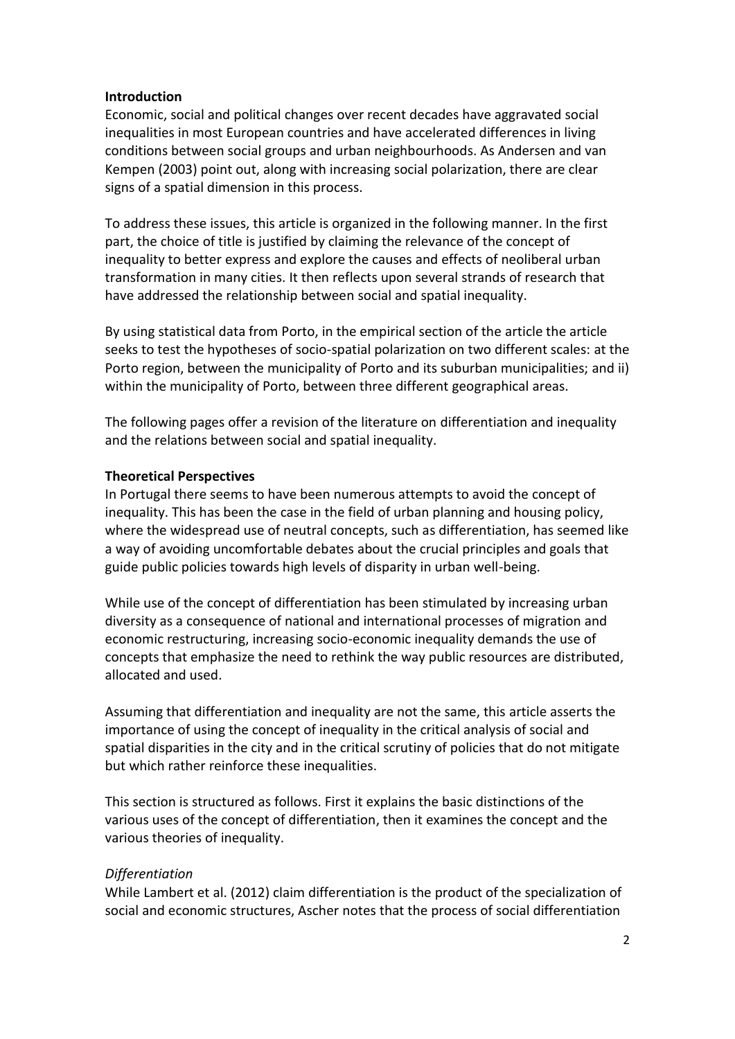**Introduction**

Economic, social and political changes over recent decades have aggravated social inequalities in most European countries and have accelerated differences in living conditions between social groups and urban neighbourhoods. As Andersen and van Kempen (2003) point out, along with increasing social polarization, there are clear signs of a spatial dimension in this process.

To address these issues, this article is organized in the following manner. In the first part, the choice of title is justified by claiming the relevance of the concept of inequality to better express and explore the causes and effects of neoliberal urban transformation in many cities. It then reflects upon several strands of research that have addressed the relationship between social and spatial inequality.

By using statistical data from Porto, in the empirical section of the article the article seeks to test the hypotheses of socio-spatial polarization on two different scales: at the Porto region, between the municipality of Porto and its suburban municipalities; and ii) within the municipality of Porto, between three different geographical areas.

The following pages offer a revision of the literature on differentiation and inequality and the relations between social and spatial inequality.

**Theoretical Perspectives**

In Portugal there seems to have been numerous attempts to avoid the concept of inequality. This has been the case in the field of urban planning and housing policy, where the widespread use of neutral concepts, such as differentiation, has seemed like a way of avoiding uncomfortable debates about the crucial principles and goals that guide public policies towards high levels of disparity in urban well-being.

While use of the concept of differentiation has been stimulated by increasing urban diversity as a consequence of national and international processes of migration and economic restructuring, increasing socio-economic inequality demands the use of concepts that emphasize the need to rethink the way public resources are distributed, allocated and used.

Assuming that differentiation and inequality are not the same, this article asserts the importance of using the concept of inequality in the critical analysis of social and spatial disparities in the city and in the critical scrutiny of policies that do not mitigate but which rather reinforce these inequalities.

This section is structured as follows. First it explains the basic distinctions of the various uses of the concept of differentiation, then it examines the concept and the various theories of inequality.

*Differentiation*

While Lambert et al. (2012) claim differentiation is the product of the specialization of social and economic structures, Ascher notes that the process of social differentiation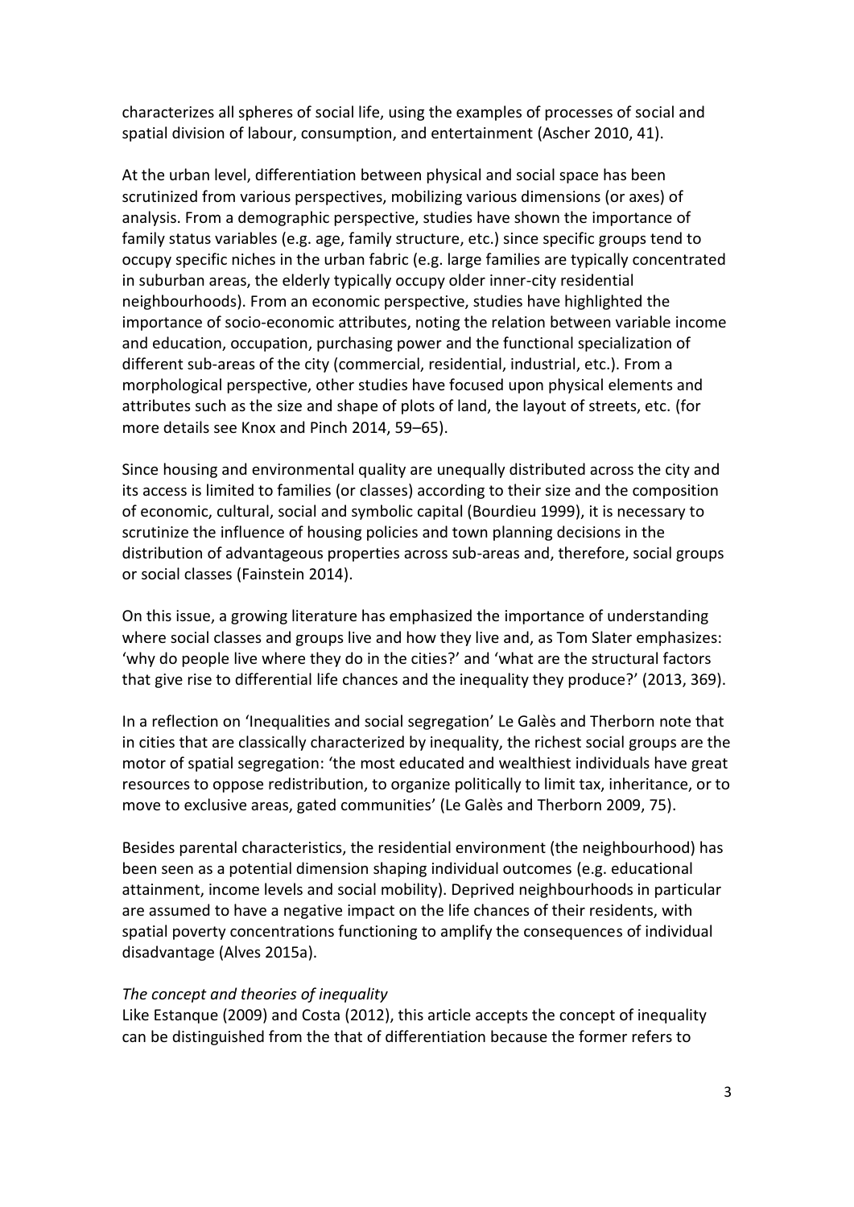characterizes all spheres of social life, using the examples of processes of social and spatial division of labour, consumption, and entertainment (Ascher 2010, 41).

At the urban level, differentiation between physical and social space has been scrutinized from various perspectives, mobilizing various dimensions (or axes) of analysis. From a demographic perspective, studies have shown the importance of family status variables (e.g. age, family structure, etc.) since specific groups tend to occupy specific niches in the urban fabric (e.g. large families are typically concentrated in suburban areas, the elderly typically occupy older inner-city residential neighbourhoods). From an economic perspective, studies have highlighted the importance of socio-economic attributes, noting the relation between variable income and education, occupation, purchasing power and the functional specialization of different sub-areas of the city (commercial, residential, industrial, etc.). From a morphological perspective, other studies have focused upon physical elements and attributes such as the size and shape of plots of land, the layout of streets, etc. (for more details see Knox and Pinch 2014, 59–65).

Since housing and environmental quality are unequally distributed across the city and its access is limited to families (or classes) according to their size and the composition of economic, cultural, social and symbolic capital (Bourdieu 1999), it is necessary to scrutinize the influence of housing policies and town planning decisions in the distribution of advantageous properties across sub-areas and, therefore, social groups or social classes (Fainstein 2014).

On this issue, a growing literature has emphasized the importance of understanding where social classes and groups live and how they live and, as Tom Slater emphasizes: 'why do people live where they do in the cities?' and 'what are the structural factors that give rise to differential life chances and the inequality they produce?' (2013, 369).

In a reflection on 'Inequalities and social segregation' Le Galès and Therborn note that in cities that are classically characterized by inequality, the richest social groups are the motor of spatial segregation: 'the most educated and wealthiest individuals have great resources to oppose redistribution, to organize politically to limit tax, inheritance, or to move to exclusive areas, gated communities' (Le Galès and Therborn 2009, 75).

Besides parental characteristics, the residential environment (the neighbourhood) has been seen as a potential dimension shaping individual outcomes (e.g. educational attainment, income levels and social mobility). Deprived neighbourhoods in particular are assumed to have a negative impact on the life chances of their residents, with spatial poverty concentrations functioning to amplify the consequences of individual disadvantage (Alves 2015a).

*The concept and theories of inequality*

Like Estanque (2009) and Costa (2012), this article accepts the concept of inequality can be distinguished from the that of differentiation because the former refers to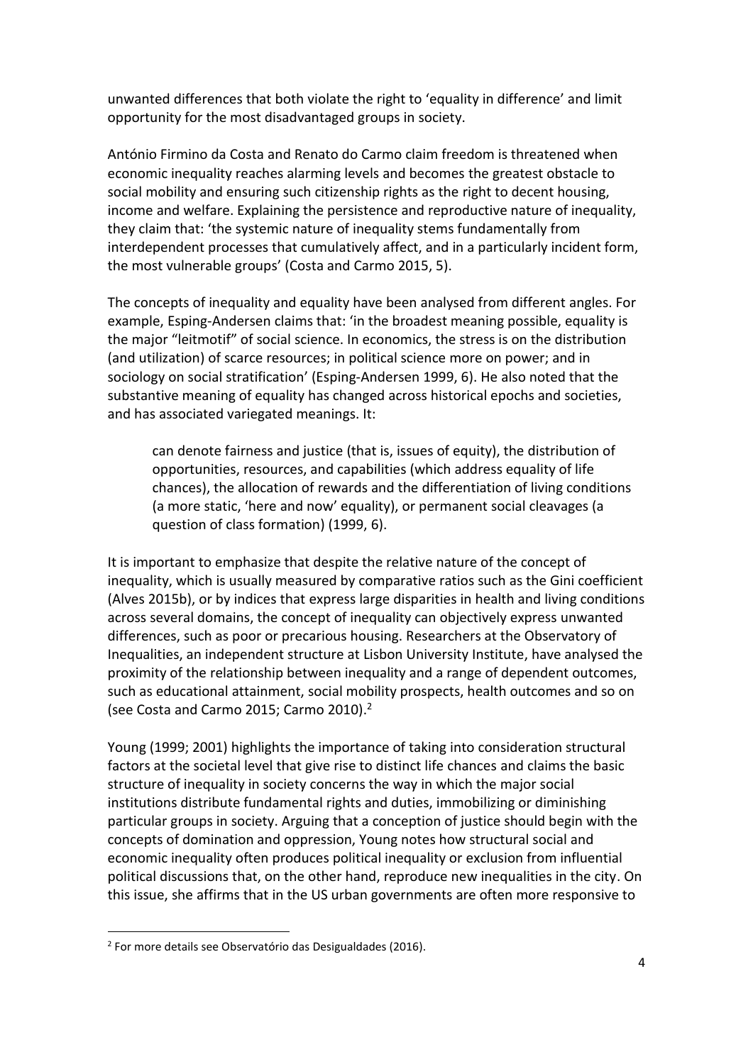unwanted differences that both violate the right to 'equality in difference' and limit opportunity for the most disadvantaged groups in society.

António Firmino da Costa and Renato do Carmo claim freedom is threatened when economic inequality reaches alarming levels and becomes the greatest obstacle to social mobility and ensuring such citizenship rights as the right to decent housing, income and welfare. Explaining the persistence and reproductive nature of inequality, they claim that: 'the systemic nature of inequality stems fundamentally from interdependent processes that cumulatively affect, and in a particularly incident form, the most vulnerable groups' (Costa and Carmo 2015, 5).

The concepts of inequality and equality have been analysed from different angles. For example, Esping-Andersen claims that: 'in the broadest meaning possible, equality is the major "leitmotif" of social science. In economics, the stress is on the distribution (and utilization) of scarce resources; in political science more on power; and in sociology on social stratification' (Esping-Andersen 1999, 6). He also noted that the substantive meaning of equality has changed across historical epochs and societies, and has associated variegated meanings. It:

> can denote fairness and justice (that is, issues of equity), the distribution of opportunities, resources, and capabilities (which address equality of life chances), the allocation of rewards and the differentiation of living conditions (a more static, 'here and now' equality), or permanent social cleavages (a question of class formation) (1999, 6).

It is important to emphasize that despite the relative nature of the concept of inequality, which is usually measured by comparative ratios such as the Gini coefficient (Alves 2015b), or by indices that express large disparities in health and living conditions across several domains, the concept of inequality can objectively express unwanted differences, such as poor or precarious housing. Researchers at the Observatory of Inequalities, an independent structure at Lisbon University Institute, have analysed the proximity of the relationship between inequality and a range of dependent outcomes, such as educational attainment, social mobility prospects, health outcomes and so on (see Costa and Carmo 2015; Carmo 2010).[2]

Young (1999; 2001) highlights the importance of taking into consideration structural factors at the societal level that give rise to distinct life chances and claims the basic structure of inequality in society concerns the way in which the major social institutions distribute fundamental rights and duties, immobilizing or diminishing particular groups in society. Arguing that a conception of justice should begin with the concepts of domination and oppression, Young notes how structural social and economic inequality often produces political inequality or exclusion from influential political discussions that, on the other hand, reproduce new inequalities in the city. On this issue, she affirms that in the US urban governments are often more responsive to

[2] For more details see Observatório das Desigualdades (2016).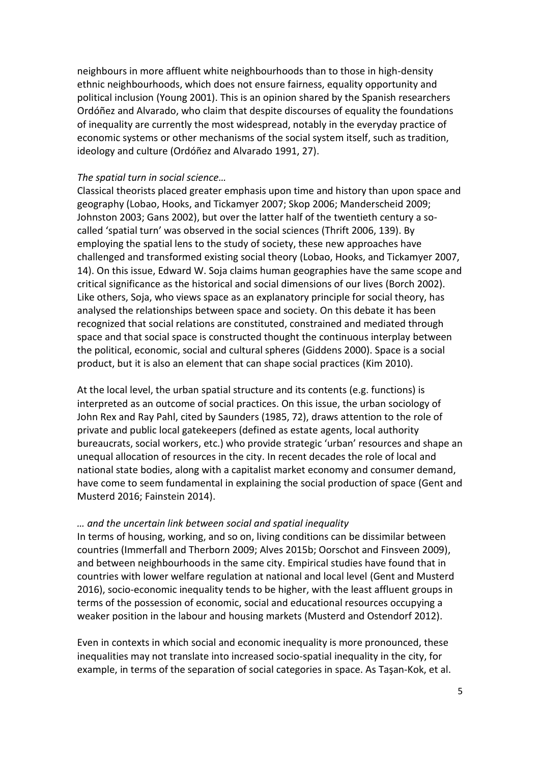neighbours in more affluent white neighbourhoods than to those in high-density ethnic neighbourhoods, which does not ensure fairness, equality opportunity and political inclusion (Young 2001). This is an opinion shared by the Spanish researchers Ordóñez and Alvarado, who claim that despite discourses of equality the foundations of inequality are currently the most widespread, notably in the everyday practice of economic systems or other mechanisms of the social system itself, such as tradition, ideology and culture (Ordóñez and Alvarado 1991, 27).

*The spatial turn in social science…*

Classical theorists placed greater emphasis upon time and history than upon space and geography (Lobao, Hooks, and Tickamyer 2007; Skop 2006; Manderscheid 2009; Johnston 2003; Gans 2002), but over the latter half of the twentieth century a so-called 'spatial turn' was observed in the social sciences (Thrift 2006, 139). By employing the spatial lens to the study of society, these new approaches have challenged and transformed existing social theory (Lobao, Hooks, and Tickamyer 2007, 14). On this issue, Edward W. Soja claims human geographies have the same scope and critical significance as the historical and social dimensions of our lives (Borch 2002). Like others, Soja, who views space as an explanatory principle for social theory, has analysed the relationships between space and society. On this debate it has been recognized that social relations are constituted, constrained and mediated through space and that social space is constructed thought the continuous interplay between the political, economic, social and cultural spheres (Giddens 2000). Space is a social product, but it is also an element that can shape social practices (Kim 2010).

At the local level, the urban spatial structure and its contents (e.g. functions) is interpreted as an outcome of social practices. On this issue, the urban sociology of John Rex and Ray Pahl, cited by Saunders (1985, 72), draws attention to the role of private and public local gatekeepers (defined as estate agents, local authority bureaucrats, social workers, etc.) who provide strategic 'urban' resources and shape an unequal allocation of resources in the city. In recent decades the role of local and national state bodies, along with a capitalist market economy and consumer demand, have come to seem fundamental in explaining the social production of space (Gent and Musterd 2016; Fainstein 2014).

*… and the uncertain link between social and spatial inequality*

In terms of housing, working, and so on, living conditions can be dissimilar between countries (Immerfall and Therborn 2009; Alves 2015b; Oorschot and Finsveen 2009), and between neighbourhoods in the same city. Empirical studies have found that in countries with lower welfare regulation at national and local level (Gent and Musterd 2016), socio-economic inequality tends to be higher, with the least affluent groups in terms of the possession of economic, social and educational resources occupying a weaker position in the labour and housing markets (Musterd and Ostendorf 2012).

Even in contexts in which social and economic inequality is more pronounced, these inequalities may not translate into increased socio-spatial inequality in the city, for example, in terms of the separation of social categories in space. As Taşan-Kok, et al.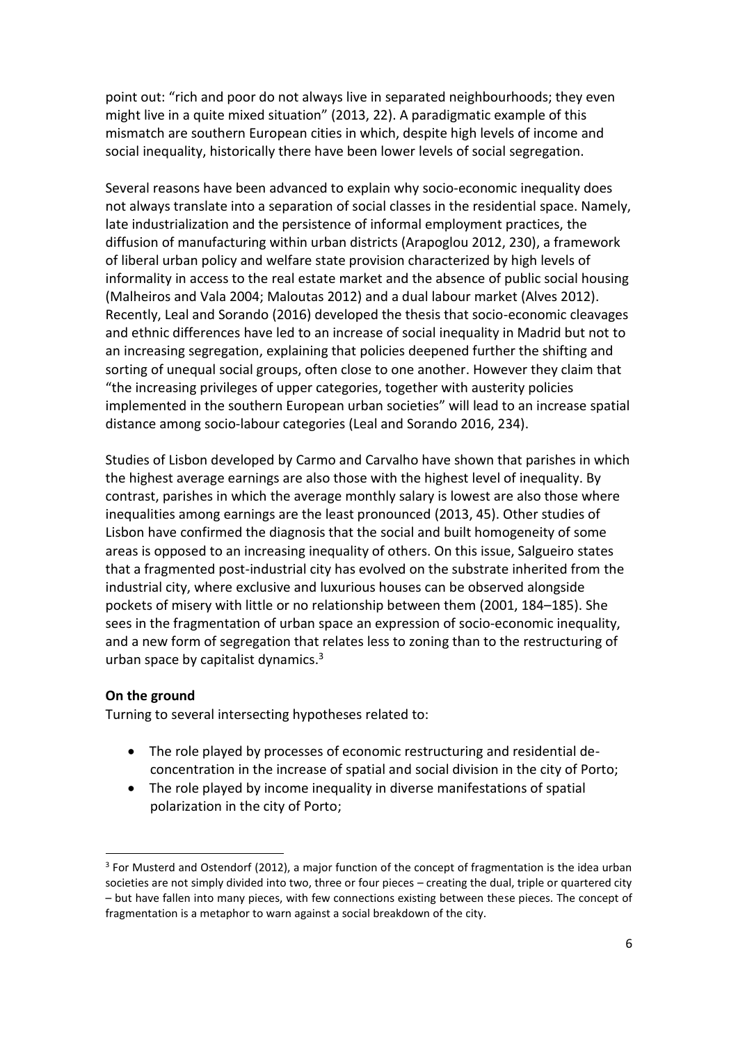point out: "rich and poor do not always live in separated neighbourhoods; they even might live in a quite mixed situation" (2013, 22). A paradigmatic example of this mismatch are southern European cities in which, despite high levels of income and social inequality, historically there have been lower levels of social segregation.

Several reasons have been advanced to explain why socio-economic inequality does not always translate into a separation of social classes in the residential space. Namely, late industrialization and the persistence of informal employment practices, the diffusion of manufacturing within urban districts (Arapoglou 2012, 230), a framework of liberal urban policy and welfare state provision characterized by high levels of informality in access to the real estate market and the absence of public social housing (Malheiros and Vala 2004; Maloutas 2012) and a dual labour market (Alves 2012). Recently, Leal and Sorando (2016) developed the thesis that socio-economic cleavages and ethnic differences have led to an increase of social inequality in Madrid but not to an increasing segregation, explaining that policies deepened further the shifting and sorting of unequal social groups, often close to one another. However they claim that "the increasing privileges of upper categories, together with austerity policies implemented in the southern European urban societies" will lead to an increase spatial distance among socio-labour categories (Leal and Sorando 2016, 234).

Studies of Lisbon developed by Carmo and Carvalho have shown that parishes in which the highest average earnings are also those with the highest level of inequality. By contrast, parishes in which the average monthly salary is lowest are also those where inequalities among earnings are the least pronounced (2013, 45). Other studies of Lisbon have confirmed the diagnosis that the social and built homogeneity of some areas is opposed to an increasing inequality of others. On this issue, Salgueiro states that a fragmented post-industrial city has evolved on the substrate inherited from the industrial city, where exclusive and luxurious houses can be observed alongside pockets of misery with little or no relationship between them (2001, 184–185). She sees in the fragmentation of urban space an expression of socio-economic inequality, and a new form of segregation that relates less to zoning than to the restructuring of urban space by capitalist dynamics.[3]

**On the ground**

Turning to several intersecting hypotheses related to:

- The role played by processes of economic restructuring and residential de-concentration in the increase of spatial and social division in the city of Porto;
- The role played by income inequality in diverse manifestations of spatial polarization in the city of Porto;

[3] For Musterd and Ostendorf (2012), a major function of the concept of fragmentation is the idea urban societies are not simply divided into two, three or four pieces – creating the dual, triple or quartered city – but have fallen into many pieces, with few connections existing between these pieces. The concept of fragmentation is a metaphor to warn against a social breakdown of the city.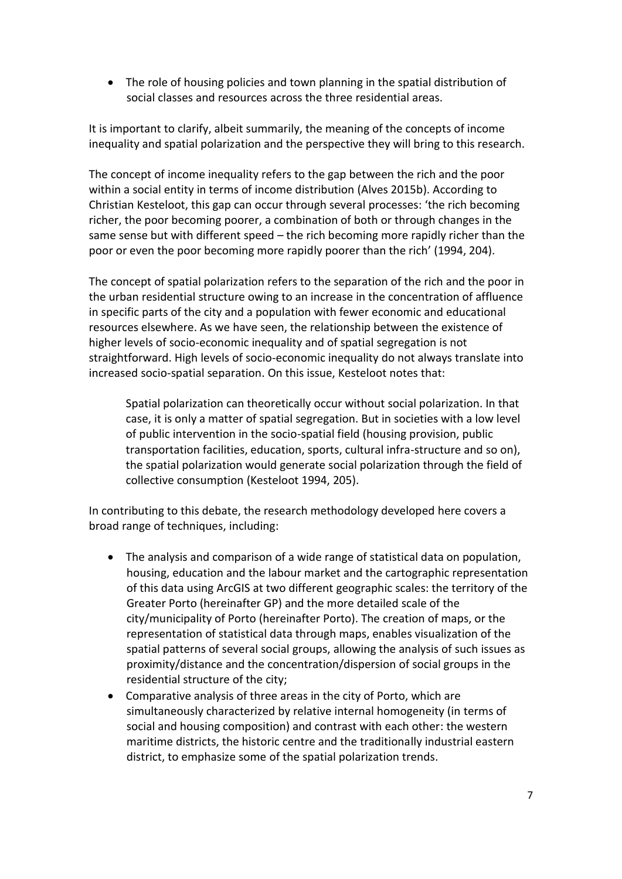- The role of housing policies and town planning in the spatial distribution of social classes and resources across the three residential areas.

It is important to clarify, albeit summarily, the meaning of the concepts of income inequality and spatial polarization and the perspective they will bring to this research.

The concept of income inequality refers to the gap between the rich and the poor within a social entity in terms of income distribution (Alves 2015b). According to Christian Kesteloot, this gap can occur through several processes: 'the rich becoming richer, the poor becoming poorer, a combination of both or through changes in the same sense but with different speed – the rich becoming more rapidly richer than the poor or even the poor becoming more rapidly poorer than the rich' (1994, 204).

The concept of spatial polarization refers to the separation of the rich and the poor in the urban residential structure owing to an increase in the concentration of affluence in specific parts of the city and a population with fewer economic and educational resources elsewhere. As we have seen, the relationship between the existence of higher levels of socio-economic inequality and of spatial segregation is not straightforward. High levels of socio-economic inequality do not always translate into increased socio-spatial separation. On this issue, Kesteloot notes that:

> Spatial polarization can theoretically occur without social polarization. In that case, it is only a matter of spatial segregation. But in societies with a low level of public intervention in the socio-spatial field (housing provision, public transportation facilities, education, sports, cultural infra-structure and so on), the spatial polarization would generate social polarization through the field of collective consumption (Kesteloot 1994, 205).

In contributing to this debate, the research methodology developed here covers a broad range of techniques, including:

- The analysis and comparison of a wide range of statistical data on population, housing, education and the labour market and the cartographic representation of this data using ArcGIS at two different geographic scales: the territory of the Greater Porto (hereinafter GP) and the more detailed scale of the city/municipality of Porto (hereinafter Porto). The creation of maps, or the representation of statistical data through maps, enables visualization of the spatial patterns of several social groups, allowing the analysis of such issues as proximity/distance and the concentration/dispersion of social groups in the residential structure of the city;
- Comparative analysis of three areas in the city of Porto, which are simultaneously characterized by relative internal homogeneity (in terms of social and housing composition) and contrast with each other: the western maritime districts, the historic centre and the traditionally industrial eastern district, to emphasize some of the spatial polarization trends.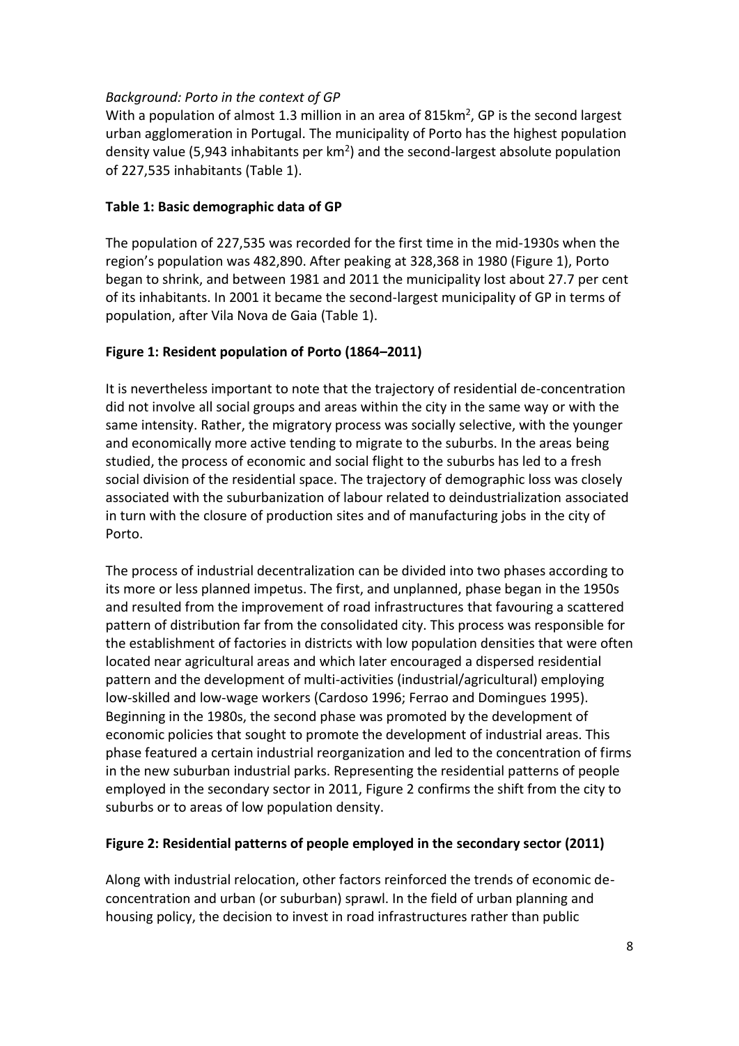*Background: Porto in the context of GP*

With a population of almost 1.3 million in an area of 815km$^2$, GP is the second largest urban agglomeration in Portugal. The municipality of Porto has the highest population density value (5,943 inhabitants per km$^2$) and the second-largest absolute population of 227,535 inhabitants (Table 1).

**Table 1: Basic demographic data of GP**

The population of 227,535 was recorded for the first time in the mid-1930s when the region's population was 482,890. After peaking at 328,368 in 1980 (Figure 1), Porto began to shrink, and between 1981 and 2011 the municipality lost about 27.7 per cent of its inhabitants. In 2001 it became the second-largest municipality of GP in terms of population, after Vila Nova de Gaia (Table 1).

**Figure 1: Resident population of Porto (1864–2011)**

It is nevertheless important to note that the trajectory of residential de-concentration did not involve all social groups and areas within the city in the same way or with the same intensity. Rather, the migratory process was socially selective, with the younger and economically more active tending to migrate to the suburbs. In the areas being studied, the process of economic and social flight to the suburbs has led to a fresh social division of the residential space. The trajectory of demographic loss was closely associated with the suburbanization of labour related to deindustrialization associated in turn with the closure of production sites and of manufacturing jobs in the city of Porto.

The process of industrial decentralization can be divided into two phases according to its more or less planned impetus. The first, and unplanned, phase began in the 1950s and resulted from the improvement of road infrastructures that favouring a scattered pattern of distribution far from the consolidated city. This process was responsible for the establishment of factories in districts with low population densities that were often located near agricultural areas and which later encouraged a dispersed residential pattern and the development of multi-activities (industrial/agricultural) employing low-skilled and low-wage workers (Cardoso 1996; Ferrao and Domingues 1995). Beginning in the 1980s, the second phase was promoted by the development of economic policies that sought to promote the development of industrial areas. This phase featured a certain industrial reorganization and led to the concentration of firms in the new suburban industrial parks. Representing the residential patterns of people employed in the secondary sector in 2011, Figure 2 confirms the shift from the city to suburbs or to areas of low population density.

**Figure 2: Residential patterns of people employed in the secondary sector (2011)**

Along with industrial relocation, other factors reinforced the trends of economic de-concentration and urban (or suburban) sprawl. In the field of urban planning and housing policy, the decision to invest in road infrastructures rather than public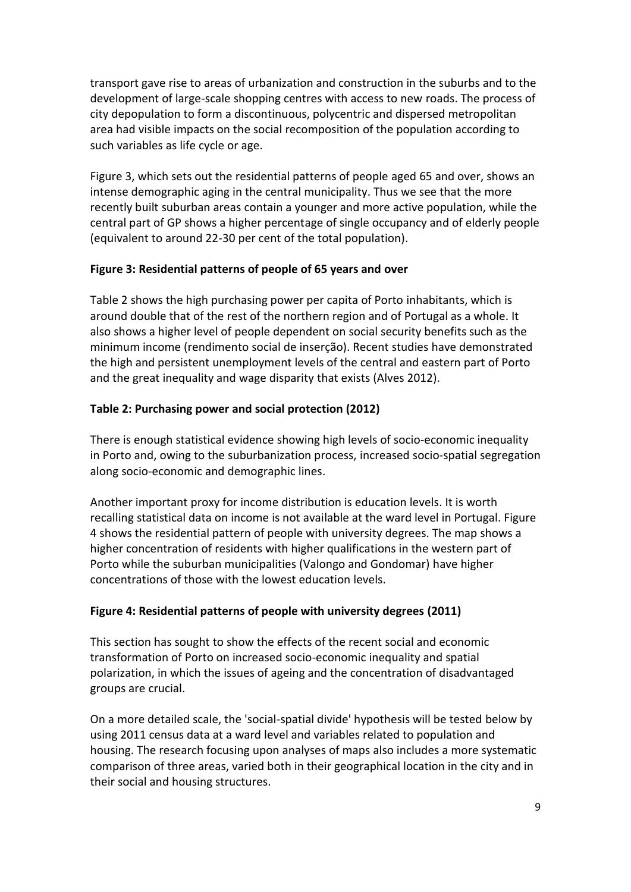transport gave rise to areas of urbanization and construction in the suburbs and to the development of large-scale shopping centres with access to new roads. The process of city depopulation to form a discontinuous, polycentric and dispersed metropolitan area had visible impacts on the social recomposition of the population according to such variables as life cycle or age.

Figure 3, which sets out the residential patterns of people aged 65 and over, shows an intense demographic aging in the central municipality. Thus we see that the more recently built suburban areas contain a younger and more active population, while the central part of GP shows a higher percentage of single occupancy and of elderly people (equivalent to around 22-30 per cent of the total population).

**Figure 3: Residential patterns of people of 65 years and over**

Table 2 shows the high purchasing power per capita of Porto inhabitants, which is around double that of the rest of the northern region and of Portugal as a whole. It also shows a higher level of people dependent on social security benefits such as the minimum income (rendimento social de inserção). Recent studies have demonstrated the high and persistent unemployment levels of the central and eastern part of Porto and the great inequality and wage disparity that exists (Alves 2012).

**Table 2: Purchasing power and social protection (2012)**

There is enough statistical evidence showing high levels of socio-economic inequality in Porto and, owing to the suburbanization process, increased socio-spatial segregation along socio-economic and demographic lines.

Another important proxy for income distribution is education levels. It is worth recalling statistical data on income is not available at the ward level in Portugal. Figure 4 shows the residential pattern of people with university degrees. The map shows a higher concentration of residents with higher qualifications in the western part of Porto while the suburban municipalities (Valongo and Gondomar) have higher concentrations of those with the lowest education levels.

**Figure 4: Residential patterns of people with university degrees (2011)**

This section has sought to show the effects of the recent social and economic transformation of Porto on increased socio-economic inequality and spatial polarization, in which the issues of ageing and the concentration of disadvantaged groups are crucial.

On a more detailed scale, the 'social-spatial divide' hypothesis will be tested below by using 2011 census data at a ward level and variables related to population and housing. The research focusing upon analyses of maps also includes a more systematic comparison of three areas, varied both in their geographical location in the city and in their social and housing structures.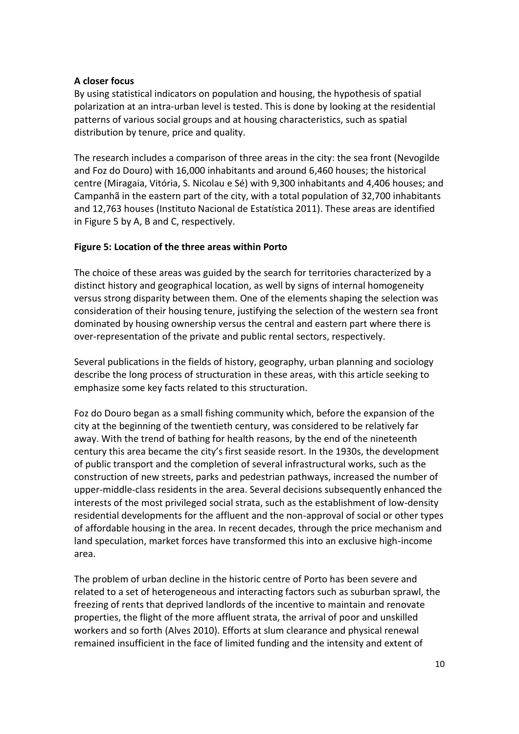**A closer focus**

By using statistical indicators on population and housing, the hypothesis of spatial polarization at an intra-urban level is tested. This is done by looking at the residential patterns of various social groups and at housing characteristics, such as spatial distribution by tenure, price and quality.

The research includes a comparison of three areas in the city: the sea front (Nevogilde and Foz do Douro) with 16,000 inhabitants and around 6,460 houses; the historical centre (Miragaia, Vitória, S. Nicolau e Sé) with 9,300 inhabitants and 4,406 houses; and Campanhã in the eastern part of the city, with a total population of 32,700 inhabitants and 12,763 houses (Instituto Nacional de Estatística 2011). These areas are identified in Figure 5 by A, B and C, respectively.

**Figure 5: Location of the three areas within Porto**

The choice of these areas was guided by the search for territories characterized by a distinct history and geographical location, as well by signs of internal homogeneity versus strong disparity between them. One of the elements shaping the selection was consideration of their housing tenure, justifying the selection of the western sea front dominated by housing ownership versus the central and eastern part where there is over-representation of the private and public rental sectors, respectively.

Several publications in the fields of history, geography, urban planning and sociology describe the long process of structuration in these areas, with this article seeking to emphasize some key facts related to this structuration.

Foz do Douro began as a small fishing community which, before the expansion of the city at the beginning of the twentieth century, was considered to be relatively far away. With the trend of bathing for health reasons, by the end of the nineteenth century this area became the city's first seaside resort. In the 1930s, the development of public transport and the completion of several infrastructural works, such as the construction of new streets, parks and pedestrian pathways, increased the number of upper-middle-class residents in the area. Several decisions subsequently enhanced the interests of the most privileged social strata, such as the establishment of low-density residential developments for the affluent and the non-approval of social or other types of affordable housing in the area. In recent decades, through the price mechanism and land speculation, market forces have transformed this into an exclusive high-income area.

The problem of urban decline in the historic centre of Porto has been severe and related to a set of heterogeneous and interacting factors such as suburban sprawl, the freezing of rents that deprived landlords of the incentive to maintain and renovate properties, the flight of the more affluent strata, the arrival of poor and unskilled workers and so forth (Alves 2010). Efforts at slum clearance and physical renewal remained insufficient in the face of limited funding and the intensity and extent of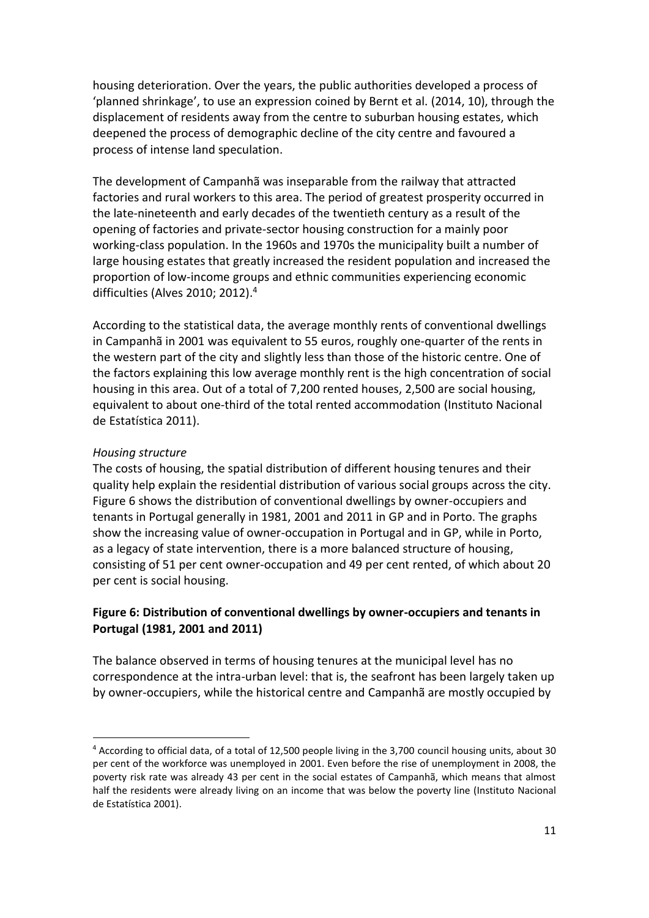housing deterioration. Over the years, the public authorities developed a process of 'planned shrinkage', to use an expression coined by Bernt et al. (2014, 10), through the displacement of residents away from the centre to suburban housing estates, which deepened the process of demographic decline of the city centre and favoured a process of intense land speculation.

The development of Campanhã was inseparable from the railway that attracted factories and rural workers to this area. The period of greatest prosperity occurred in the late-nineteenth and early decades of the twentieth century as a result of the opening of factories and private-sector housing construction for a mainly poor working-class population. In the 1960s and 1970s the municipality built a number of large housing estates that greatly increased the resident population and increased the proportion of low-income groups and ethnic communities experiencing economic difficulties (Alves 2010; 2012).[4]

According to the statistical data, the average monthly rents of conventional dwellings in Campanhã in 2001 was equivalent to 55 euros, roughly one-quarter of the rents in the western part of the city and slightly less than those of the historic centre. One of the factors explaining this low average monthly rent is the high concentration of social housing in this area. Out of a total of 7,200 rented houses, 2,500 are social housing, equivalent to about one-third of the total rented accommodation (Instituto Nacional de Estatística 2011).

*Housing structure*

The costs of housing, the spatial distribution of different housing tenures and their quality help explain the residential distribution of various social groups across the city. Figure 6 shows the distribution of conventional dwellings by owner-occupiers and tenants in Portugal generally in 1981, 2001 and 2011 in GP and in Porto. The graphs show the increasing value of owner-occupation in Portugal and in GP, while in Porto, as a legacy of state intervention, there is a more balanced structure of housing, consisting of 51 per cent owner-occupation and 49 per cent rented, of which about 20 per cent is social housing.

**Figure 6: Distribution of conventional dwellings by owner-occupiers and tenants in Portugal (1981, 2001 and 2011)**

The balance observed in terms of housing tenures at the municipal level has no correspondence at the intra-urban level: that is, the seafront has been largely taken up by owner-occupiers, while the historical centre and Campanhã are mostly occupied by

[4] According to official data, of a total of 12,500 people living in the 3,700 council housing units, about 30 per cent of the workforce was unemployed in 2001. Even before the rise of unemployment in 2008, the poverty risk rate was already 43 per cent in the social estates of Campanhã, which means that almost half the residents were already living on an income that was below the poverty line (Instituto Nacional de Estatística 2001).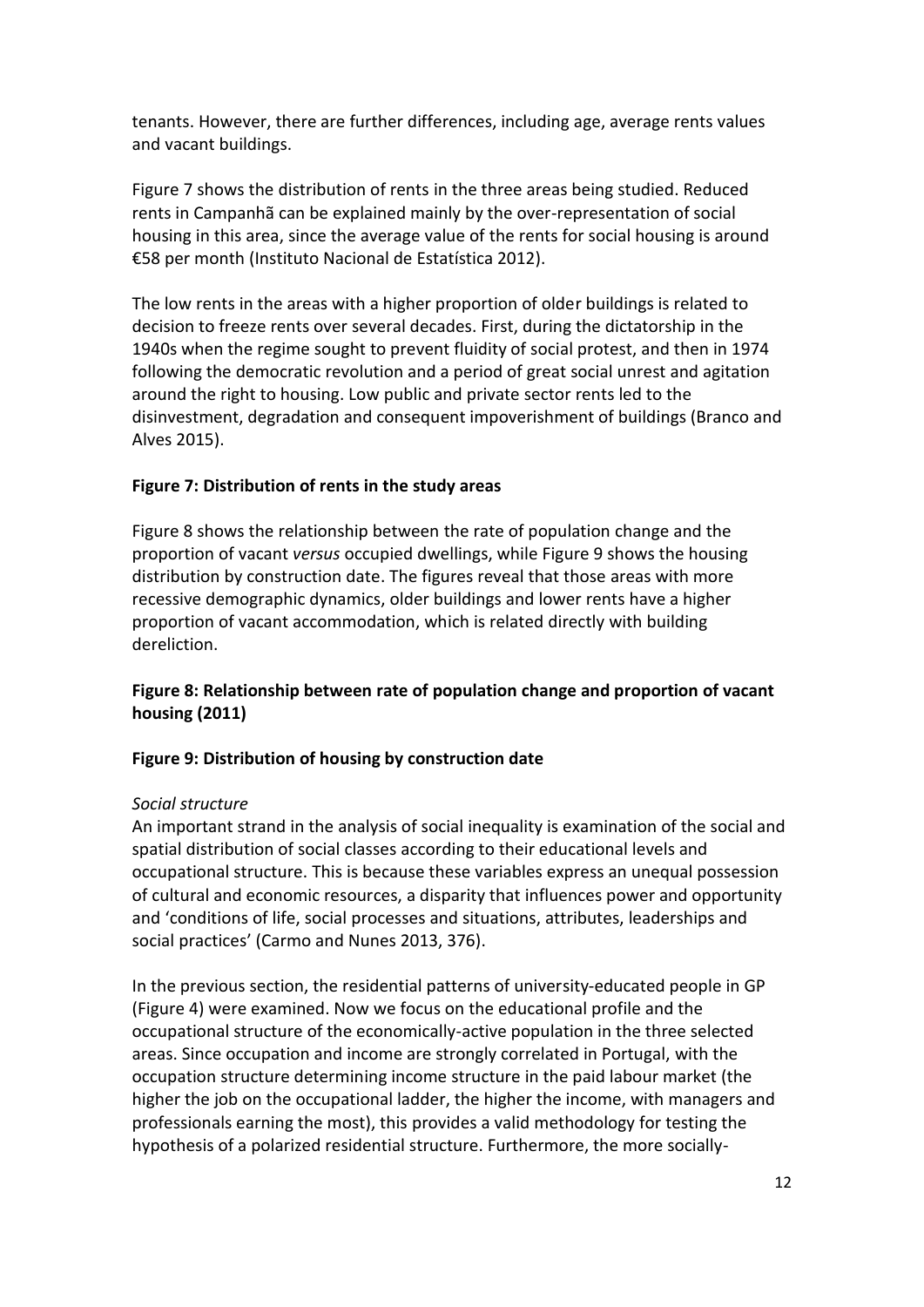tenants. However, there are further differences, including age, average rents values and vacant buildings.

Figure 7 shows the distribution of rents in the three areas being studied. Reduced rents in Campanhã can be explained mainly by the over-representation of social housing in this area, since the average value of the rents for social housing is around €58 per month (Instituto Nacional de Estatística 2012).

The low rents in the areas with a higher proportion of older buildings is related to decision to freeze rents over several decades. First, during the dictatorship in the 1940s when the regime sought to prevent fluidity of social protest, and then in 1974 following the democratic revolution and a period of great social unrest and agitation around the right to housing. Low public and private sector rents led to the disinvestment, degradation and consequent impoverishment of buildings (Branco and Alves 2015).

**Figure 7: Distribution of rents in the study areas**

Figure 8 shows the relationship between the rate of population change and the proportion of vacant *versus* occupied dwellings, while Figure 9 shows the housing distribution by construction date. The figures reveal that those areas with more recessive demographic dynamics, older buildings and lower rents have a higher proportion of vacant accommodation, which is related directly with building dereliction.

**Figure 8: Relationship between rate of population change and proportion of vacant housing (2011)**

**Figure 9: Distribution of housing by construction date**

*Social structure*

An important strand in the analysis of social inequality is examination of the social and spatial distribution of social classes according to their educational levels and occupational structure. This is because these variables express an unequal possession of cultural and economic resources, a disparity that influences power and opportunity and 'conditions of life, social processes and situations, attributes, leaderships and social practices' (Carmo and Nunes 2013, 376).

In the previous section, the residential patterns of university-educated people in GP (Figure 4) were examined. Now we focus on the educational profile and the occupational structure of the economically-active population in the three selected areas. Since occupation and income are strongly correlated in Portugal, with the occupation structure determining income structure in the paid labour market (the higher the job on the occupational ladder, the higher the income, with managers and professionals earning the most), this provides a valid methodology for testing the hypothesis of a polarized residential structure. Furthermore, the more socially-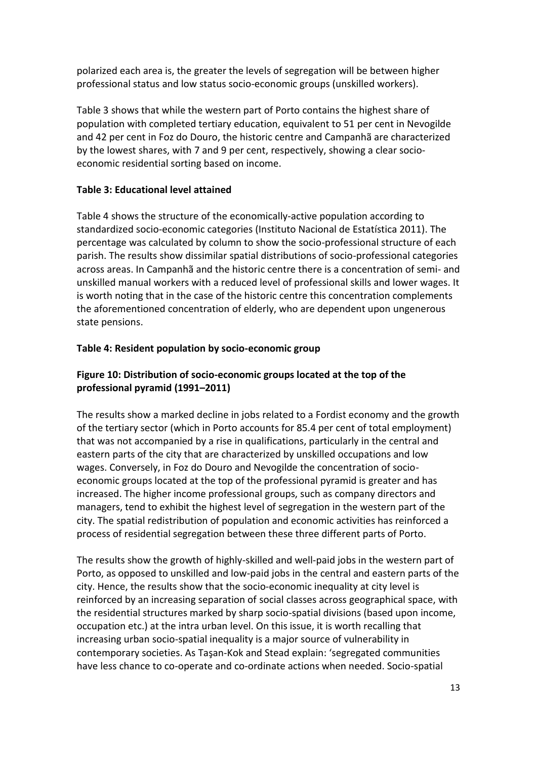polarized each area is, the greater the levels of segregation will be between higher professional status and low status socio-economic groups (unskilled workers).

Table 3 shows that while the western part of Porto contains the highest share of population with completed tertiary education, equivalent to 51 per cent in Nevogilde and 42 per cent in Foz do Douro, the historic centre and Campanhã are characterized by the lowest shares, with 7 and 9 per cent, respectively, showing a clear socio-economic residential sorting based on income.

**Table 3: Educational level attained**

Table 4 shows the structure of the economically-active population according to standardized socio-economic categories (Instituto Nacional de Estatística 2011). The percentage was calculated by column to show the socio-professional structure of each parish. The results show dissimilar spatial distributions of socio-professional categories across areas. In Campanhã and the historic centre there is a concentration of semi- and unskilled manual workers with a reduced level of professional skills and lower wages. It is worth noting that in the case of the historic centre this concentration complements the aforementioned concentration of elderly, who are dependent upon ungenerous state pensions.

**Table 4: Resident population by socio-economic group**

**Figure 10: Distribution of socio-economic groups located at the top of the professional pyramid (1991–2011)**

The results show a marked decline in jobs related to a Fordist economy and the growth of the tertiary sector (which in Porto accounts for 85.4 per cent of total employment) that was not accompanied by a rise in qualifications, particularly in the central and eastern parts of the city that are characterized by unskilled occupations and low wages. Conversely, in Foz do Douro and Nevogilde the concentration of socio-economic groups located at the top of the professional pyramid is greater and has increased. The higher income professional groups, such as company directors and managers, tend to exhibit the highest level of segregation in the western part of the city. The spatial redistribution of population and economic activities has reinforced a process of residential segregation between these three different parts of Porto.

The results show the growth of highly-skilled and well-paid jobs in the western part of Porto, as opposed to unskilled and low-paid jobs in the central and eastern parts of the city. Hence, the results show that the socio-economic inequality at city level is reinforced by an increasing separation of social classes across geographical space, with the residential structures marked by sharp socio-spatial divisions (based upon income, occupation etc.) at the intra urban level. On this issue, it is worth recalling that increasing urban socio-spatial inequality is a major source of vulnerability in contemporary societies. As Taşan-Kok and Stead explain: 'segregated communities have less chance to co-operate and co-ordinate actions when needed. Socio-spatial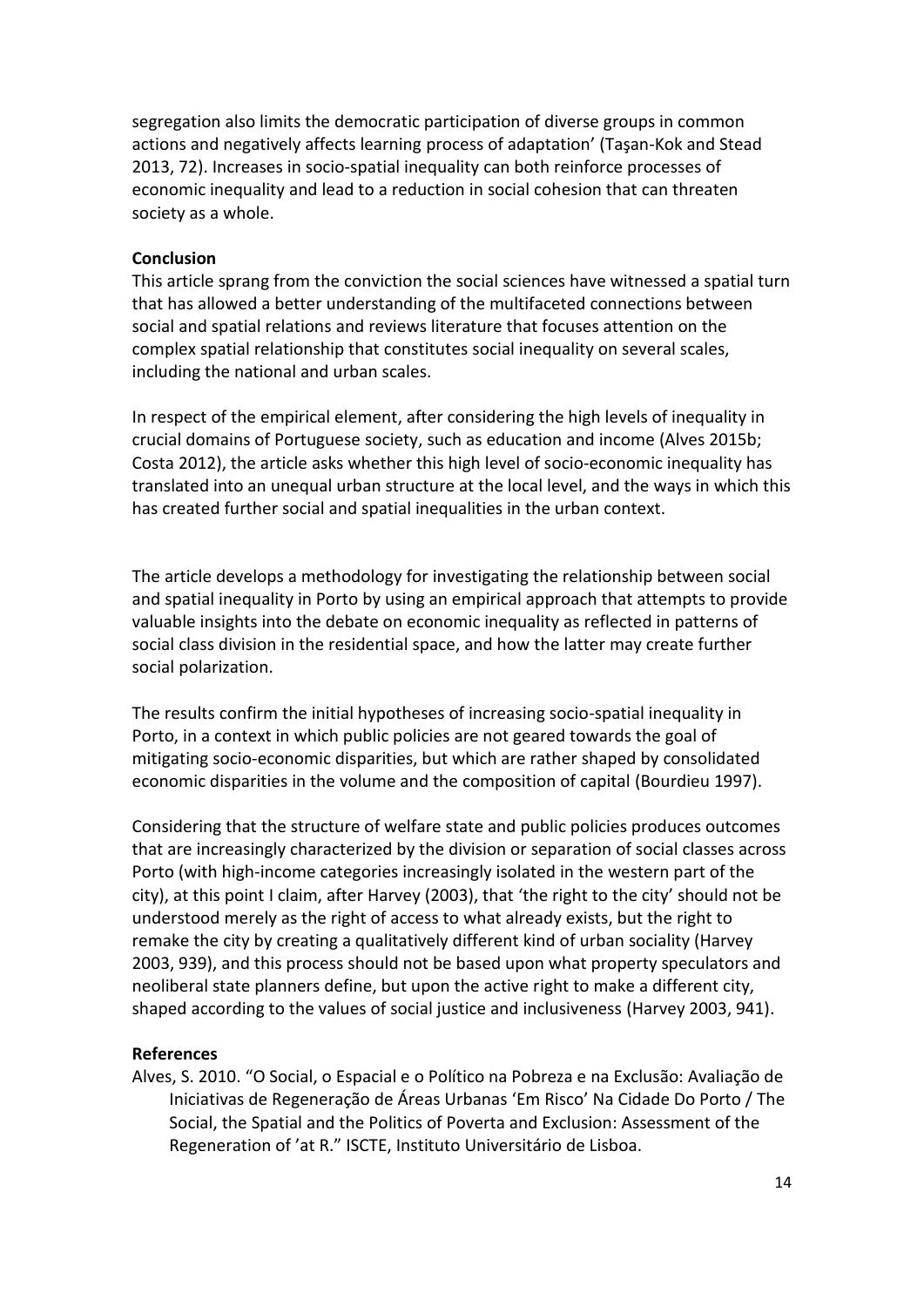segregation also limits the democratic participation of diverse groups in common actions and negatively affects learning process of adaptation' (Taşan-Kok and Stead 2013, 72). Increases in socio-spatial inequality can both reinforce processes of economic inequality and lead to a reduction in social cohesion that can threaten society as a whole.

## Conclusion

This article sprang from the conviction the social sciences have witnessed a spatial turn that has allowed a better understanding of the multifaceted connections between social and spatial relations and reviews literature that focuses attention on the complex spatial relationship that constitutes social inequality on several scales, including the national and urban scales.

In respect of the empirical element, after considering the high levels of inequality in crucial domains of Portuguese society, such as education and income (Alves 2015b; Costa 2012), the article asks whether this high level of socio-economic inequality has translated into an unequal urban structure at the local level, and the ways in which this has created further social and spatial inequalities in the urban context.

The article develops a methodology for investigating the relationship between social and spatial inequality in Porto by using an empirical approach that attempts to provide valuable insights into the debate on economic inequality as reflected in patterns of social class division in the residential space, and how the latter may create further social polarization.

The results confirm the initial hypotheses of increasing socio-spatial inequality in Porto, in a context in which public policies are not geared towards the goal of mitigating socio-economic disparities, but which are rather shaped by consolidated economic disparities in the volume and the composition of capital (Bourdieu 1997).

Considering that the structure of welfare state and public policies produces outcomes that are increasingly characterized by the division or separation of social classes across Porto (with high-income categories increasingly isolated in the western part of the city), at this point I claim, after Harvey (2003), that 'the right to the city' should not be understood merely as the right of access to what already exists, but the right to remake the city by creating a qualitatively different kind of urban sociality (Harvey 2003, 939), and this process should not be based upon what property speculators and neoliberal state planners define, but upon the active right to make a different city, shaped according to the values of social justice and inclusiveness (Harvey 2003, 941).

## References

Alves, S. 2010. "O Social, o Espacial e o Político na Pobreza e na Exclusão: Avaliação de Iniciativas de Regeneração de Áreas Urbanas 'Em Risco' Na Cidade Do Porto / The Social, the Spatial and the Politics of Poverta and Exclusion: Assessment of the Regeneration of 'at R." ISCTE, Instituto Universitário de Lisboa.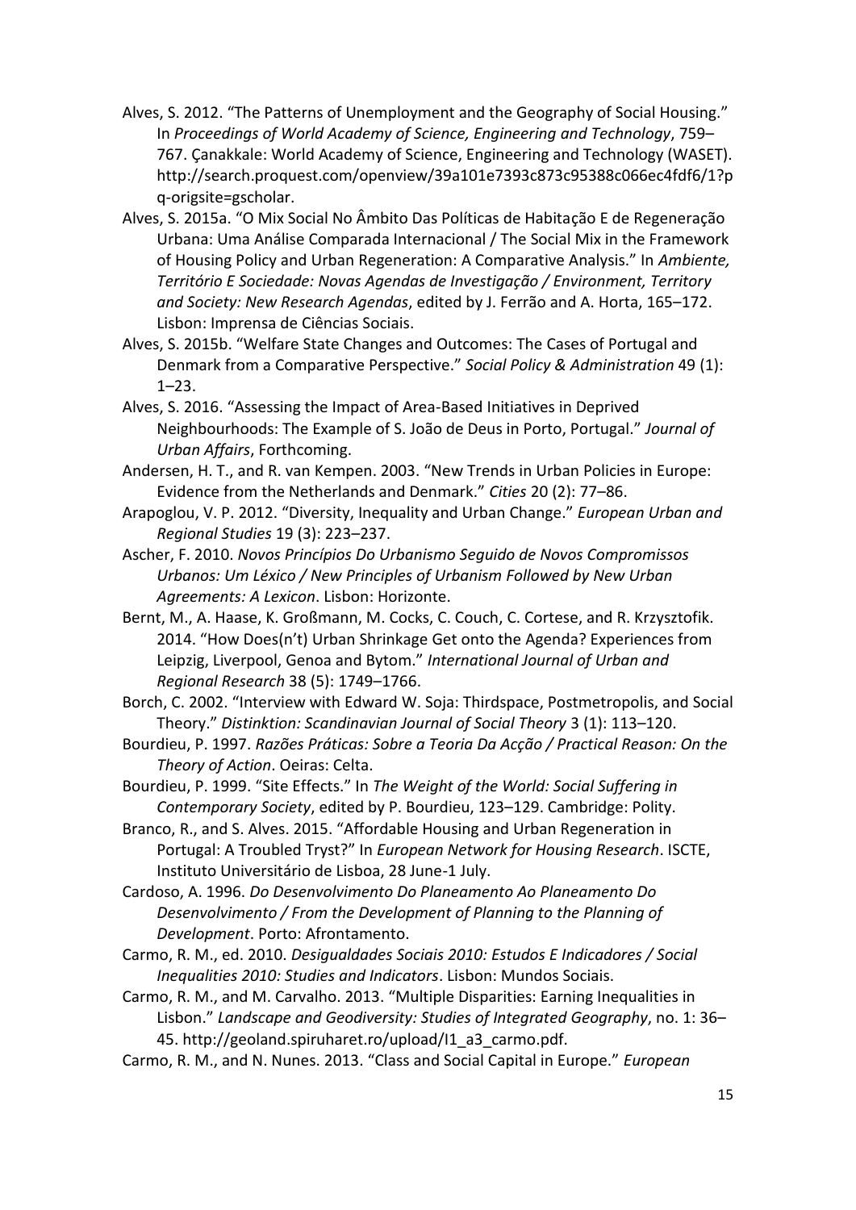Alves, S. 2012. “The Patterns of Unemployment and the Geography of Social Housing.” In *Proceedings of World Academy of Science, Engineering and Technology*, 759–767. Çanakkale: World Academy of Science, Engineering and Technology (WASET). http://search.proquest.com/openview/39a101e7393c873c95388c066ec4fdf6/1?pq-origsite=gscholar.

Alves, S. 2015a. “O Mix Social No Âmbito Das Políticas de Habitação E de Regeneração Urbana: Uma Análise Comparada Internacional / The Social Mix in the Framework of Housing Policy and Urban Regeneration: A Comparative Analysis.” In *Ambiente, Território E Sociedade: Novas Agendas de Investigação / Environment, Territory and Society: New Research Agendas*, edited by J. Ferrão and A. Horta, 165–172. Lisbon: Imprensa de Ciências Sociais.

Alves, S. 2015b. “Welfare State Changes and Outcomes: The Cases of Portugal and Denmark from a Comparative Perspective.” *Social Policy & Administration* 49 (1): 1–23.

Alves, S. 2016. “Assessing the Impact of Area-Based Initiatives in Deprived Neighbourhoods: The Example of S. João de Deus in Porto, Portugal.” *Journal of Urban Affairs*, Forthcoming.

Andersen, H. T., and R. van Kempen. 2003. “New Trends in Urban Policies in Europe: Evidence from the Netherlands and Denmark.” *Cities* 20 (2): 77–86.

Arapoglou, V. P. 2012. “Diversity, Inequality and Urban Change.” *European Urban and Regional Studies* 19 (3): 223–237.

Ascher, F. 2010. *Novos Princípios Do Urbanismo Seguido de Novos Compromissos Urbanos: Um Léxico / New Principles of Urbanism Followed by New Urban Agreements: A Lexicon*. Lisbon: Horizonte.

Bernt, M., A. Haase, K. Großmann, M. Cocks, C. Couch, C. Cortese, and R. Krzysztofik. 2014. “How Does(n’t) Urban Shrinkage Get onto the Agenda? Experiences from Leipzig, Liverpool, Genoa and Bytom.” *International Journal of Urban and Regional Research* 38 (5): 1749–1766.

Borch, C. 2002. “Interview with Edward W. Soja: Thirdspace, Postmetropolis, and Social Theory.” *Distinktion: Scandinavian Journal of Social Theory* 3 (1): 113–120.

Bourdieu, P. 1997. *Razões Práticas: Sobre a Teoria Da Acção / Practical Reason: On the Theory of Action*. Oeiras: Celta.

Bourdieu, P. 1999. “Site Effects.” In *The Weight of the World: Social Suffering in Contemporary Society*, edited by P. Bourdieu, 123–129. Cambridge: Polity.

Branco, R., and S. Alves. 2015. “Affordable Housing and Urban Regeneration in Portugal: A Troubled Tryst?” In *European Network for Housing Research*. ISCTE, Instituto Universitário de Lisboa, 28 June-1 July.

Cardoso, A. 1996. *Do Desenvolvimento Do Planeamento Ao Planeamento Do Desenvolvimento / From the Development of Planning to the Planning of Development*. Porto: Afrontamento.

Carmo, R. M., ed. 2010. *Desigualdades Sociais 2010: Estudos E Indicadores / Social Inequalities 2010: Studies and Indicators*. Lisbon: Mundos Sociais.

Carmo, R. M., and M. Carvalho. 2013. “Multiple Disparities: Earning Inequalities in Lisbon.” *Landscape and Geodiversity: Studies of Integrated Geography*, no. 1: 36–45. http://geoland.spiruharet.ro/upload/I1_a3_carmo.pdf.

Carmo, R. M., and N. Nunes. 2013. “Class and Social Capital in Europe.” *European*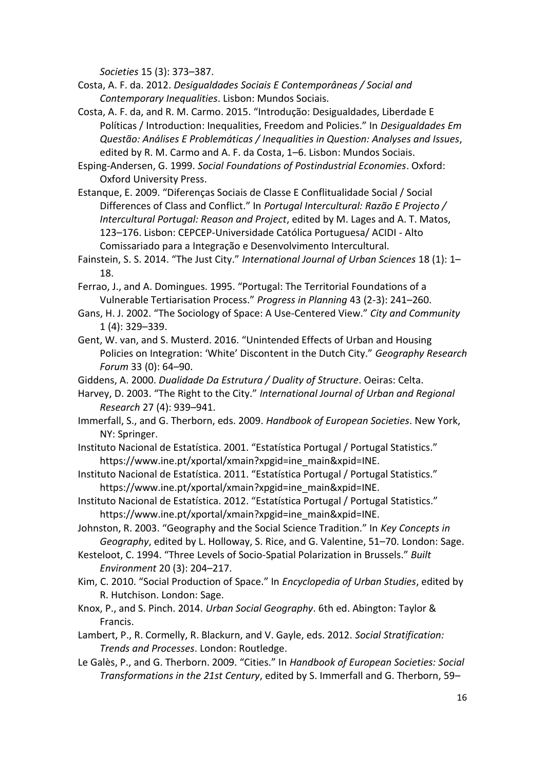*Societies* 15 (3): 373–387.

Costa, A. F. da. 2012. *Desigualdades Sociais E Contemporâneas / Social and Contemporary Inequalities*. Lisbon: Mundos Sociais.

Costa, A. F. da, and R. M. Carmo. 2015. "Introdução: Desigualdades, Liberdade E Políticas / Introduction: Inequalities, Freedom and Policies." In *Desigualdades Em Questão: Análises E Problemáticas / Inequalities in Question: Analyses and Issues*, edited by R. M. Carmo and A. F. da Costa, 1–6. Lisbon: Mundos Sociais.

Esping-Andersen, G. 1999. *Social Foundations of Postindustrial Economies*. Oxford: Oxford University Press.

Estanque, E. 2009. "Diferenças Sociais de Classe E Conflitualidade Social / Social Differences of Class and Conflict." In *Portugal Intercultural: Razão E Projecto / Intercultural Portugal: Reason and Project*, edited by M. Lages and A. T. Matos, 123–176. Lisbon: CEPCEP-Universidade Católica Portuguesa/ ACIDI - Alto Comissariado para a Integração e Desenvolvimento Intercultural.

Fainstein, S. S. 2014. "The Just City." *International Journal of Urban Sciences* 18 (1): 1–18.

Ferrao, J., and A. Domingues. 1995. "Portugal: The Territorial Foundations of a Vulnerable Tertiarisation Process." *Progress in Planning* 43 (2-3): 241–260.

Gans, H. J. 2002. "The Sociology of Space: A Use-Centered View." *City and Community* 1 (4): 329–339.

Gent, W. van, and S. Musterd. 2016. "Unintended Effects of Urban and Housing Policies on Integration: 'White' Discontent in the Dutch City." *Geography Research Forum* 33 (0): 64–90.

Giddens, A. 2000. *Dualidade Da Estrutura / Duality of Structure*. Oeiras: Celta.

Harvey, D. 2003. "The Right to the City." *International Journal of Urban and Regional Research* 27 (4): 939–941.

Immerfall, S., and G. Therborn, eds. 2009. *Handbook of European Societies*. New York, NY: Springer.

Instituto Nacional de Estatística. 2001. "Estatística Portugal / Portugal Statistics." https://www.ine.pt/xportal/xmain?xpgid=ine_main&xpid=INE.

Instituto Nacional de Estatística. 2011. "Estatística Portugal / Portugal Statistics." https://www.ine.pt/xportal/xmain?xpgid=ine_main&xpid=INE.

Instituto Nacional de Estatística. 2012. "Estatística Portugal / Portugal Statistics." https://www.ine.pt/xportal/xmain?xpgid=ine_main&xpid=INE.

Johnston, R. 2003. "Geography and the Social Science Tradition." In *Key Concepts in Geography*, edited by L. Holloway, S. Rice, and G. Valentine, 51–70. London: Sage.

Kesteloot, C. 1994. "Three Levels of Socio-Spatial Polarization in Brussels." *Built Environment* 20 (3): 204–217.

Kim, C. 2010. "Social Production of Space." In *Encyclopedia of Urban Studies*, edited by R. Hutchison. London: Sage.

Knox, P., and S. Pinch. 2014. *Urban Social Geography*. 6th ed. Abington: Taylor & Francis.

Lambert, P., R. Cormelly, R. Blackurn, and V. Gayle, eds. 2012. *Social Stratification: Trends and Processes*. London: Routledge.

Le Galès, P., and G. Therborn. 2009. "Cities." In *Handbook of European Societies: Social Transformations in the 21st Century*, edited by S. Immerfall and G. Therborn, 59–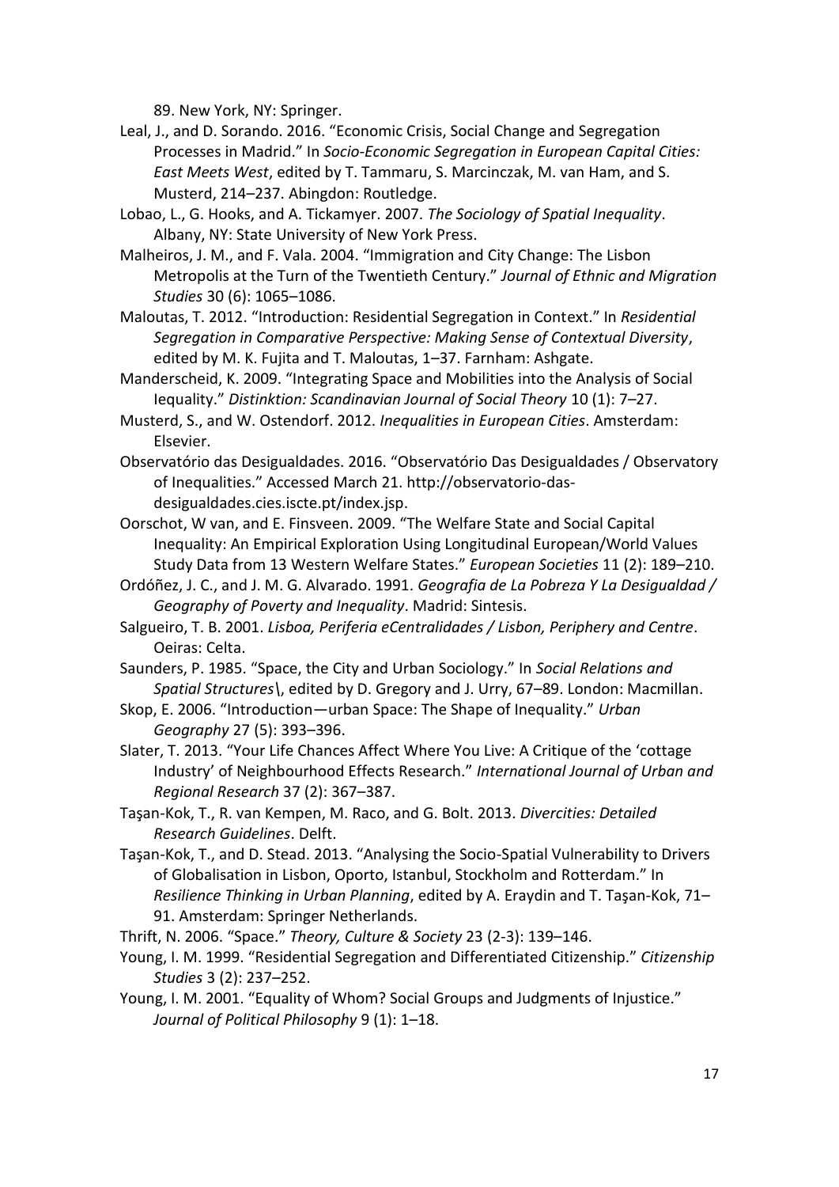89. New York, NY: Springer.

Leal, J., and D. Sorando. 2016. "Economic Crisis, Social Change and Segregation Processes in Madrid." In *Socio-Economic Segregation in European Capital Cities: East Meets West*, edited by T. Tammaru, S. Marcinczak, M. van Ham, and S. Musterd, 214–237. Abingdon: Routledge.

Lobao, L., G. Hooks, and A. Tickamyer. 2007. *The Sociology of Spatial Inequality*. Albany, NY: State University of New York Press.

Malheiros, J. M., and F. Vala. 2004. "Immigration and City Change: The Lisbon Metropolis at the Turn of the Twentieth Century." *Journal of Ethnic and Migration Studies* 30 (6): 1065–1086.

Maloutas, T. 2012. "Introduction: Residential Segregation in Context." In *Residential Segregation in Comparative Perspective: Making Sense of Contextual Diversity*, edited by M. K. Fujita and T. Maloutas, 1–37. Farnham: Ashgate.

Manderscheid, K. 2009. "Integrating Space and Mobilities into the Analysis of Social Iequality." *Distinktion: Scandinavian Journal of Social Theory* 10 (1): 7–27.

Musterd, S., and W. Ostendorf. 2012. *Inequalities in European Cities*. Amsterdam: Elsevier.

Observatório das Desigualdades. 2016. "Observatório Das Desigualdades / Observatory of Inequalities." Accessed March 21. http://observatorio-das-desigualdades.cies.iscte.pt/index.jsp.

Oorschot, W van, and E. Finsveen. 2009. "The Welfare State and Social Capital Inequality: An Empirical Exploration Using Longitudinal European/World Values Study Data from 13 Western Welfare States." *European Societies* 11 (2): 189–210.

Ordóñez, J. C., and J. M. G. Alvarado. 1991. *Geografia de La Pobreza Y La Desigualdad / Geography of Poverty and Inequality*. Madrid: Sintesis.

Salgueiro, T. B. 2001. *Lisboa, Periferia eCentralidades / Lisbon, Periphery and Centre*. Oeiras: Celta.

Saunders, P. 1985. "Space, the City and Urban Sociology." In *Social Relations and Spatial Structures\*, edited by D. Gregory and J. Urry, 67–89. London: Macmillan.

Skop, E. 2006. "Introduction—urban Space: The Shape of Inequality." *Urban Geography* 27 (5): 393–396.

Slater, T. 2013. "Your Life Chances Affect Where You Live: A Critique of the 'cottage Industry' of Neighbourhood Effects Research." *International Journal of Urban and Regional Research* 37 (2): 367–387.

Taşan-Kok, T., R. van Kempen, M. Raco, and G. Bolt. 2013. *Divercities: Detailed Research Guidelines*. Delft.

Taşan-Kok, T., and D. Stead. 2013. "Analysing the Socio-Spatial Vulnerability to Drivers of Globalisation in Lisbon, Oporto, Istanbul, Stockholm and Rotterdam." In *Resilience Thinking in Urban Planning*, edited by A. Eraydin and T. Taşan-Kok, 71–91. Amsterdam: Springer Netherlands.

Thrift, N. 2006. "Space." *Theory, Culture & Society* 23 (2-3): 139–146.

Young, I. M. 1999. "Residential Segregation and Differentiated Citizenship." *Citizenship Studies* 3 (2): 237–252.

Young, I. M. 2001. "Equality of Whom? Social Groups and Judgments of Injustice." *Journal of Political Philosophy* 9 (1): 1–18.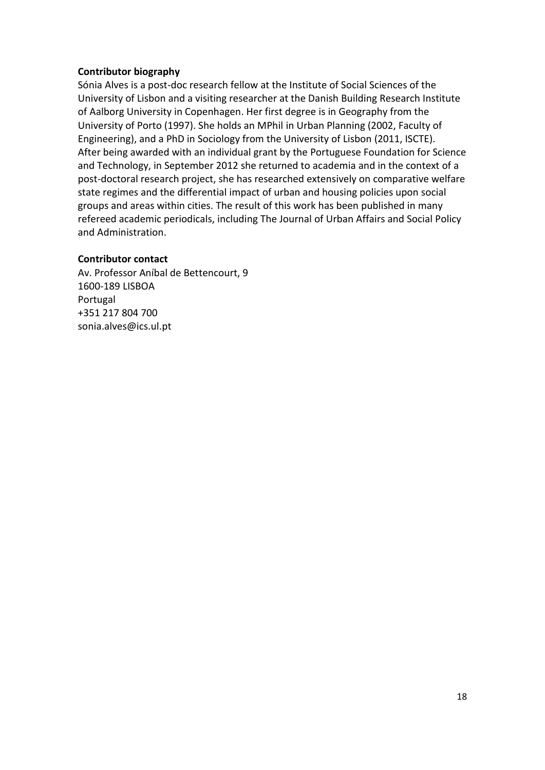**Contributor biography**

Sónia Alves is a post-doc research fellow at the Institute of Social Sciences of the University of Lisbon and a visiting researcher at the Danish Building Research Institute of Aalborg University in Copenhagen. Her first degree is in Geography from the University of Porto (1997). She holds an MPhil in Urban Planning (2002, Faculty of Engineering), and a PhD in Sociology from the University of Lisbon (2011, ISCTE). After being awarded with an individual grant by the Portuguese Foundation for Science and Technology, in September 2012 she returned to academia and in the context of a post-doctoral research project, she has researched extensively on comparative welfare state regimes and the differential impact of urban and housing policies upon social groups and areas within cities. The result of this work has been published in many refereed academic periodicals, including The Journal of Urban Affairs and Social Policy and Administration.

**Contributor contact**

Av. Professor Aníbal de Bettencourt, 9
1600-189 LISBOA
Portugal
+351 217 804 700
sonia.alves@ics.ul.pt